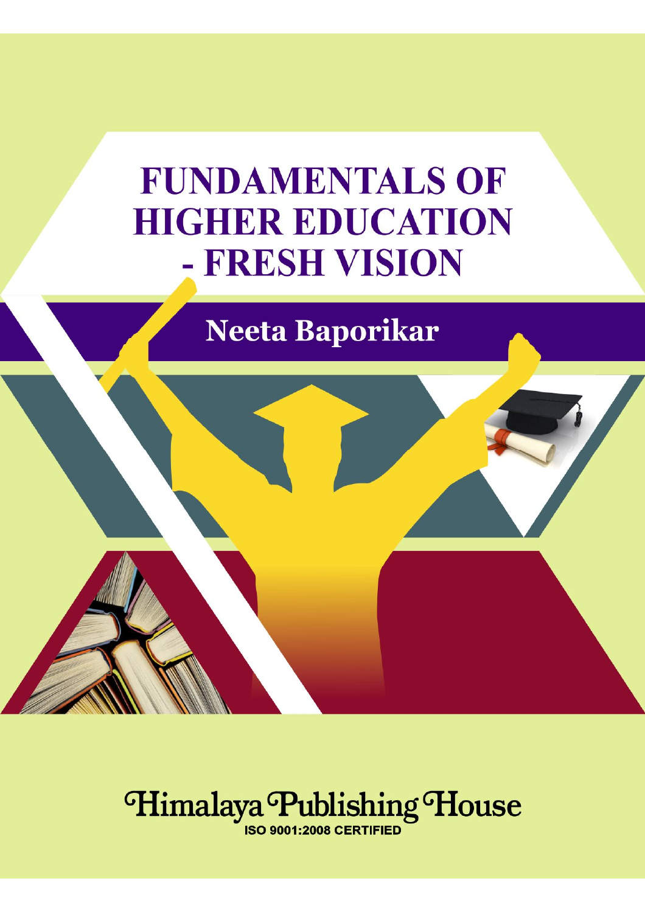# FUNDAMENTALS OF HIGHER EDUCATION - FRESH VISION

**Neeta Baporikar**

Himalaya Publishing House

ISO 9001:2008 CERTIFIED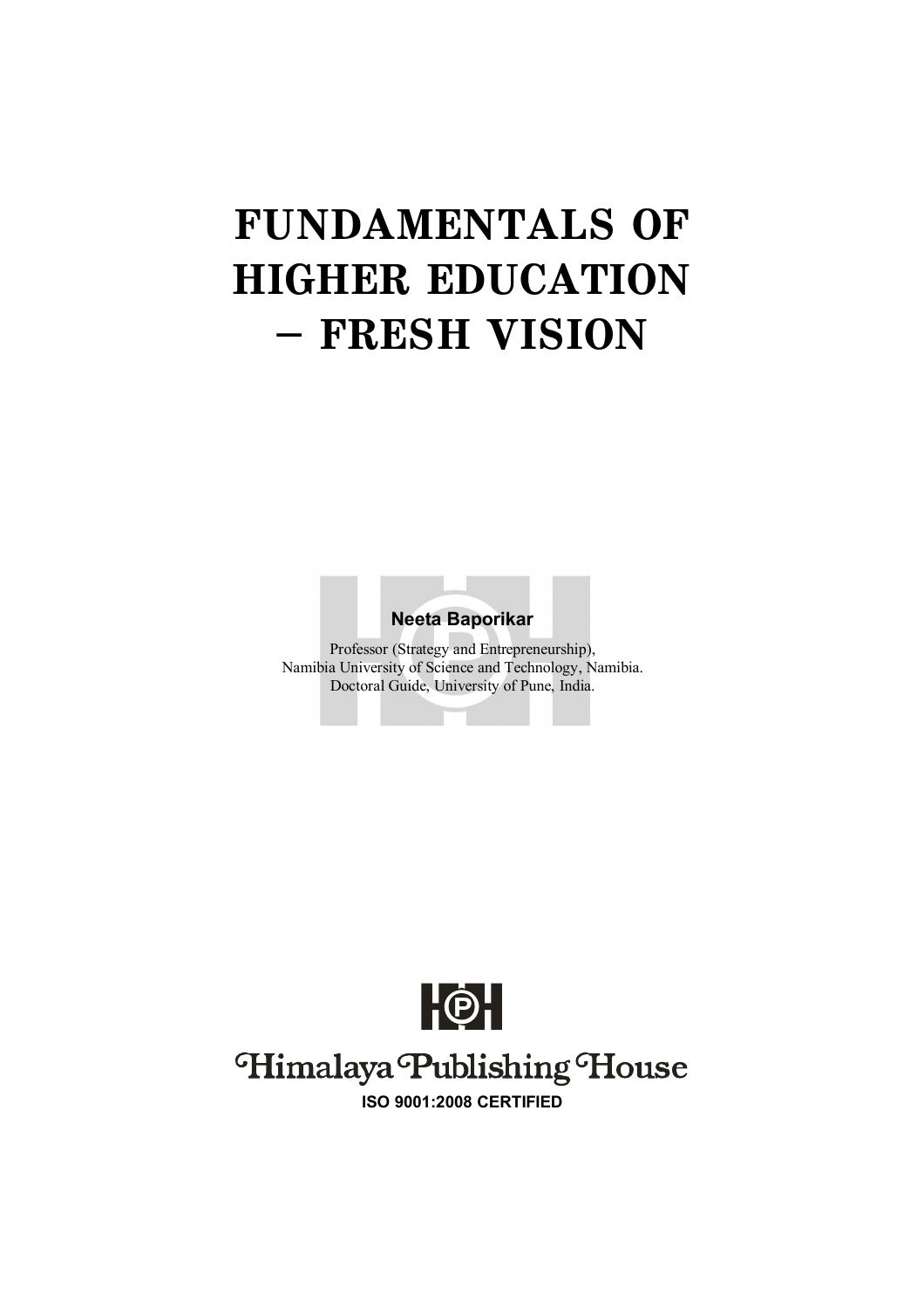# FUNDAMENTALS OF HIGHER EDUCATION – FRESH VISION

**Neeta Baporikar**

Professor (Strategy and Entrepreneurship),
Namibia University of Science and Technology, Namibia.
Doctoral Guide, University of Pune, India.

Himalaya Publishing House

**ISO 9001:2008 CERTIFIED**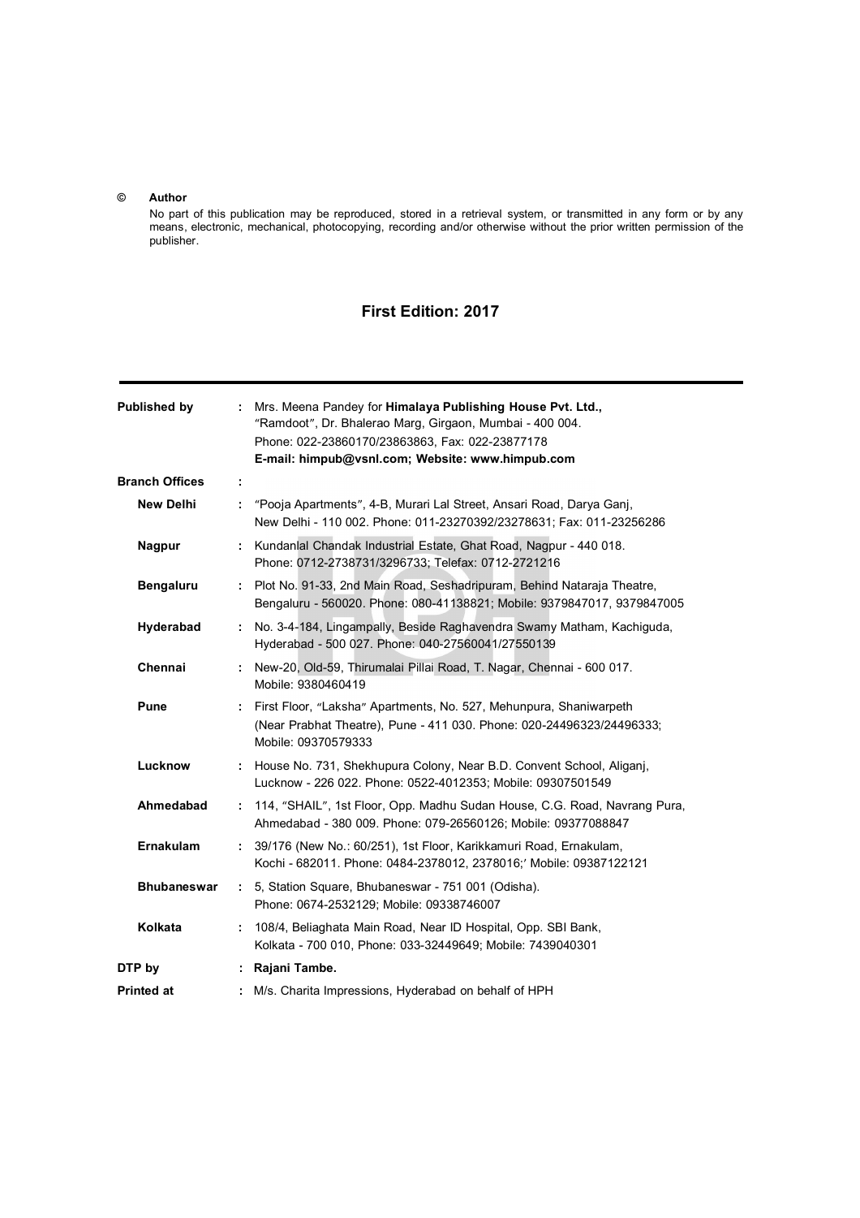© **Author**

No part of this publication may be reproduced, stored in a retrieval system, or transmitted in any form or by any means, electronic, mechanical, photocopying, recording and/or otherwise without the prior written permission of the publisher.

**First Edition: 2017**

---

**Published by** : Mrs. Meena Pandey for **Himalaya Publishing House Pvt. Ltd.,**
"Ramdoot", Dr. Bhalerao Marg, Girgaon, Mumbai - 400 004.
Phone: 022-23860170/23863863, Fax: 022-23877178
**E-mail: himpub@vsnl.com; Website: www.himpub.com**

**Branch Offices** :

**New Delhi** : "Pooja Apartments", 4-B, Murari Lal Street, Ansari Road, Darya Ganj, New Delhi - 110 002. Phone: 011-23270392/23278631; Fax: 011-23256286

**Nagpur** : Kundanlal Chandak Industrial Estate, Ghat Road, Nagpur - 440 018. Phone: 0712-2738731/3296733; Telefax: 0712-2721216

**Bengaluru** : Plot No. 91-33, 2nd Main Road, Seshadripuram, Behind Nataraja Theatre, Bengaluru - 560020. Phone: 080-41138821; Mobile: 9379847017, 9379847005

**Hyderabad** : No. 3-4-184, Lingampally, Beside Raghavendra Swamy Matham, Kachiguda, Hyderabad - 500 027. Phone: 040-27560041/27550139

**Chennai** : New-20, Old-59, Thirumalai Pillai Road, T. Nagar, Chennai - 600 017. Mobile: 9380460419

**Pune** : First Floor, "Laksha" Apartments, No. 527, Mehunpura, Shaniwarpeth (Near Prabhat Theatre), Pune - 411 030. Phone: 020-24496323/24496333; Mobile: 09370579333

**Lucknow** : House No. 731, Shekhupura Colony, Near B.D. Convent School, Aliganj, Lucknow - 226 022. Phone: 0522-4012353; Mobile: 09307501549

**Ahmedabad** : 114, "SHAIL", 1st Floor, Opp. Madhu Sudan House, C.G. Road, Navrang Pura, Ahmedabad - 380 009. Phone: 079-26560126; Mobile: 09377088847

**Ernakulam** : 39/176 (New No.: 60/251), 1st Floor, Karikkamuri Road, Ernakulam, Kochi - 682011. Phone: 0484-2378012, 2378016;' Mobile: 09387122121

**Bhubaneswar** : 5, Station Square, Bhubaneswar - 751 001 (Odisha). Phone: 0674-2532129; Mobile: 09338746007

**Kolkata** : 108/4, Beliaghata Main Road, Near ID Hospital, Opp. SBI Bank, Kolkata - 700 010, Phone: 033-32449649; Mobile: 7439040301

**DTP by** : **Rajani Tambe.**

**Printed at** : M/s. Charita Impressions, Hyderabad on behalf of HPH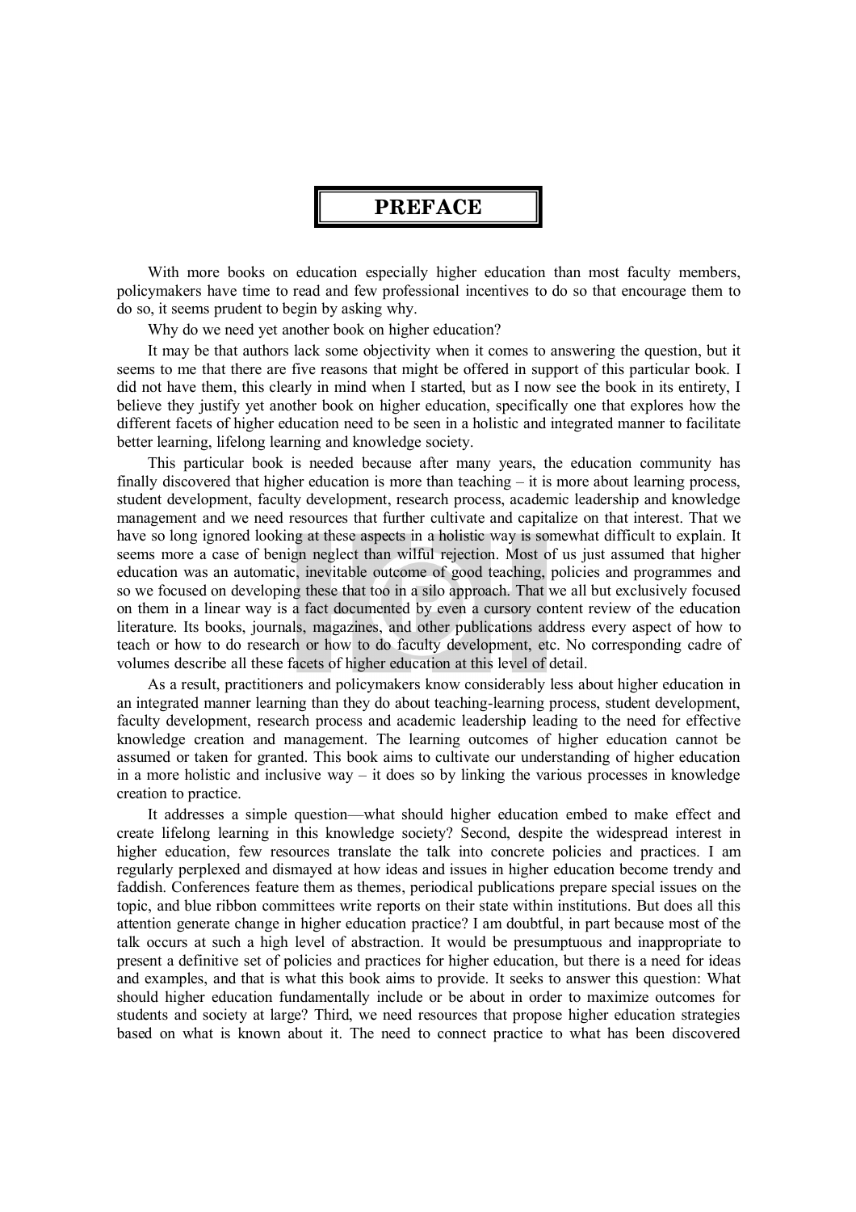# PREFACE

With more books on education especially higher education than most faculty members, policymakers have time to read and few professional incentives to do so that encourage them to do so, it seems prudent to begin by asking why.

Why do we need yet another book on higher education?

It may be that authors lack some objectivity when it comes to answering the question, but it seems to me that there are five reasons that might be offered in support of this particular book. I did not have them, this clearly in mind when I started, but as I now see the book in its entirety, I believe they justify yet another book on higher education, specifically one that explores how the different facets of higher education need to be seen in a holistic and integrated manner to facilitate better learning, lifelong learning and knowledge society.

This particular book is needed because after many years, the education community has finally discovered that higher education is more than teaching – it is more about learning process, student development, faculty development, research process, academic leadership and knowledge management and we need resources that further cultivate and capitalize on that interest. That we have so long ignored looking at these aspects in a holistic way is somewhat difficult to explain. It seems more a case of benign neglect than wilful rejection. Most of us just assumed that higher education was an automatic, inevitable outcome of good teaching, policies and programmes and so we focused on developing these that too in a silo approach. That we all but exclusively focused on them in a linear way is a fact documented by even a cursory content review of the education literature. Its books, journals, magazines, and other publications address every aspect of how to teach or how to do research or how to do faculty development, etc. No corresponding cadre of volumes describe all these facets of higher education at this level of detail.

As a result, practitioners and policymakers know considerably less about higher education in an integrated manner learning than they do about teaching-learning process, student development, faculty development, research process and academic leadership leading to the need for effective knowledge creation and management. The learning outcomes of higher education cannot be assumed or taken for granted. This book aims to cultivate our understanding of higher education in a more holistic and inclusive way – it does so by linking the various processes in knowledge creation to practice.

It addresses a simple question—what should higher education embed to make effect and create lifelong learning in this knowledge society? Second, despite the widespread interest in higher education, few resources translate the talk into concrete policies and practices. I am regularly perplexed and dismayed at how ideas and issues in higher education become trendy and faddish. Conferences feature them as themes, periodical publications prepare special issues on the topic, and blue ribbon committees write reports on their state within institutions. But does all this attention generate change in higher education practice? I am doubtful, in part because most of the talk occurs at such a high level of abstraction. It would be presumptuous and inappropriate to present a definitive set of policies and practices for higher education, but there is a need for ideas and examples, and that is what this book aims to provide. It seeks to answer this question: What should higher education fundamentally include or be about in order to maximize outcomes for students and society at large? Third, we need resources that propose higher education strategies based on what is known about it. The need to connect practice to what has been discovered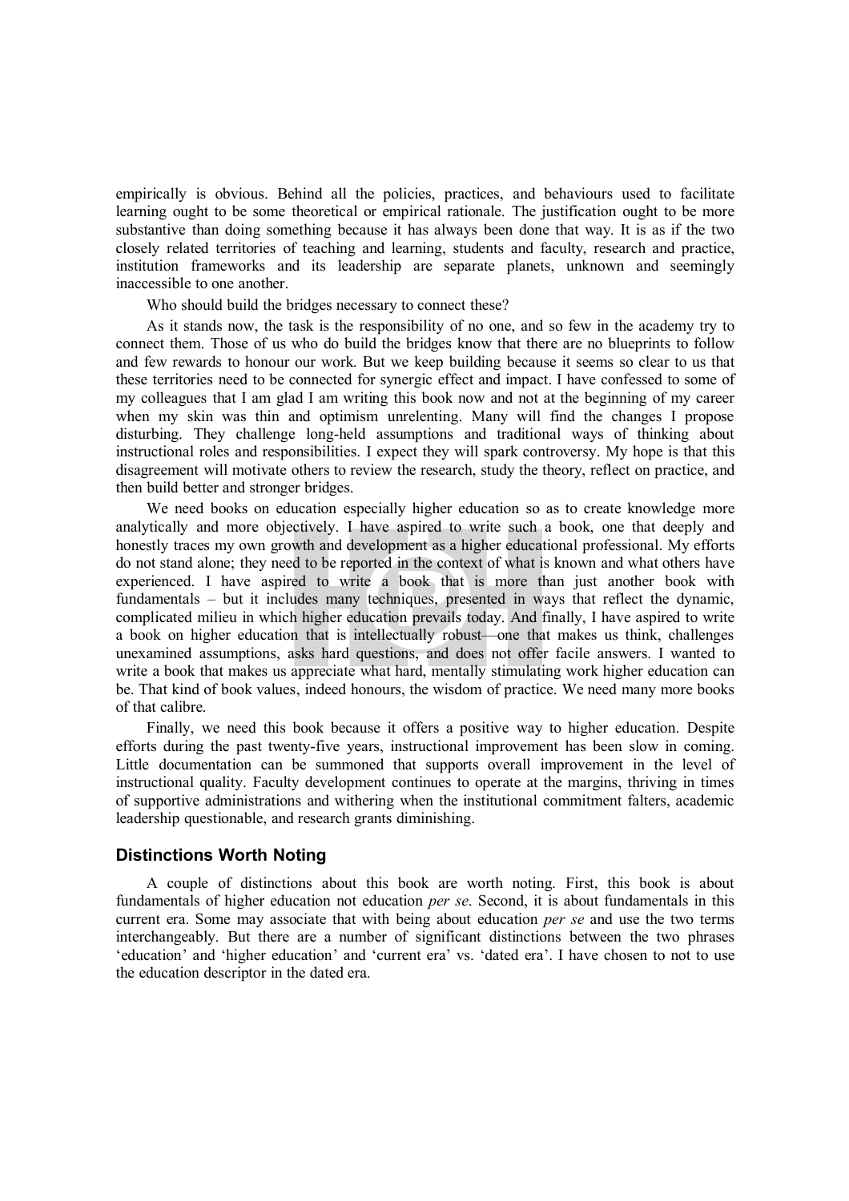empirically is obvious. Behind all the policies, practices, and behaviours used to facilitate learning ought to be some theoretical or empirical rationale. The justification ought to be more substantive than doing something because it has always been done that way. It is as if the two closely related territories of teaching and learning, students and faculty, research and practice, institution frameworks and its leadership are separate planets, unknown and seemingly inaccessible to one another.

Who should build the bridges necessary to connect these?

As it stands now, the task is the responsibility of no one, and so few in the academy try to connect them. Those of us who do build the bridges know that there are no blueprints to follow and few rewards to honour our work. But we keep building because it seems so clear to us that these territories need to be connected for synergic effect and impact. I have confessed to some of my colleagues that I am glad I am writing this book now and not at the beginning of my career when my skin was thin and optimism unrelenting. Many will find the changes I propose disturbing. They challenge long-held assumptions and traditional ways of thinking about instructional roles and responsibilities. I expect they will spark controversy. My hope is that this disagreement will motivate others to review the research, study the theory, reflect on practice, and then build better and stronger bridges.

We need books on education especially higher education so as to create knowledge more analytically and more objectively. I have aspired to write such a book, one that deeply and honestly traces my own growth and development as a higher educational professional. My efforts do not stand alone; they need to be reported in the context of what is known and what others have experienced. I have aspired to write a book that is more than just another book with fundamentals – but it includes many techniques, presented in ways that reflect the dynamic, complicated milieu in which higher education prevails today. And finally, I have aspired to write a book on higher education that is intellectually robust—one that makes us think, challenges unexamined assumptions, asks hard questions, and does not offer facile answers. I wanted to write a book that makes us appreciate what hard, mentally stimulating work higher education can be. That kind of book values, indeed honours, the wisdom of practice. We need many more books of that calibre.

Finally, we need this book because it offers a positive way to higher education. Despite efforts during the past twenty-five years, instructional improvement has been slow in coming. Little documentation can be summoned that supports overall improvement in the level of instructional quality. Faculty development continues to operate at the margins, thriving in times of supportive administrations and withering when the institutional commitment falters, academic leadership questionable, and research grants diminishing.

## Distinctions Worth Noting

A couple of distinctions about this book are worth noting. First, this book is about fundamentals of higher education not education *per se*. Second, it is about fundamentals in this current era. Some may associate that with being about education *per se* and use the two terms interchangeably. But there are a number of significant distinctions between the two phrases 'education' and 'higher education' and 'current era' vs. 'dated era'. I have chosen to not to use the education descriptor in the dated era.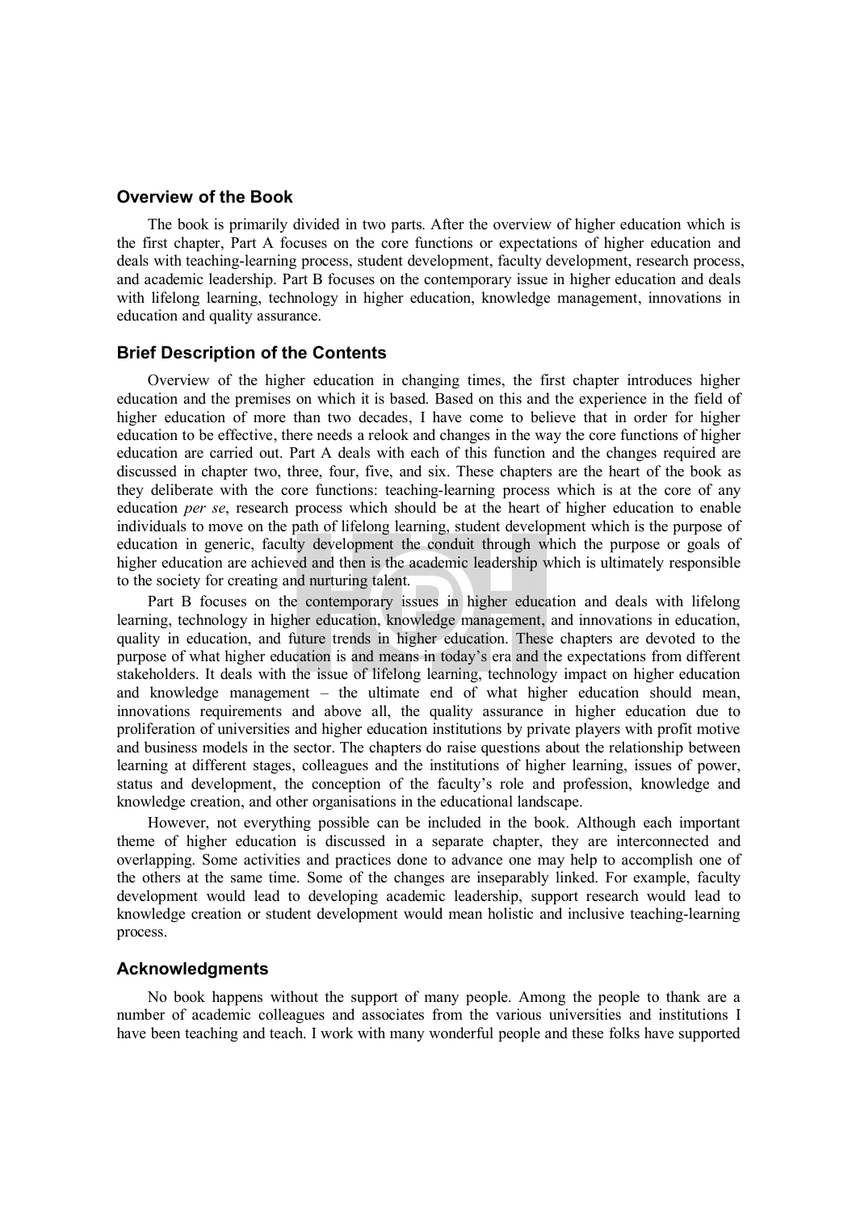## Overview of the Book

The book is primarily divided in two parts. After the overview of higher education which is the first chapter, Part A focuses on the core functions or expectations of higher education and deals with teaching-learning process, student development, faculty development, research process, and academic leadership. Part B focuses on the contemporary issue in higher education and deals with lifelong learning, technology in higher education, knowledge management, innovations in education and quality assurance.

## Brief Description of the Contents

Overview of the higher education in changing times, the first chapter introduces higher education and the premises on which it is based. Based on this and the experience in the field of higher education of more than two decades, I have come to believe that in order for higher education to be effective, there needs a relook and changes in the way the core functions of higher education are carried out. Part A deals with each of this function and the changes required are discussed in chapter two, three, four, five, and six. These chapters are the heart of the book as they deliberate with the core functions: teaching-learning process which is at the core of any education *per se*, research process which should be at the heart of higher education to enable individuals to move on the path of lifelong learning, student development which is the purpose of education in generic, faculty development the conduit through which the purpose or goals of higher education are achieved and then is the academic leadership which is ultimately responsible to the society for creating and nurturing talent.

Part B focuses on the contemporary issues in higher education and deals with lifelong learning, technology in higher education, knowledge management, and innovations in education, quality in education, and future trends in higher education. These chapters are devoted to the purpose of what higher education is and means in today's era and the expectations from different stakeholders. It deals with the issue of lifelong learning, technology impact on higher education and knowledge management – the ultimate end of what higher education should mean, innovations requirements and above all, the quality assurance in higher education due to proliferation of universities and higher education institutions by private players with profit motive and business models in the sector. The chapters do raise questions about the relationship between learning at different stages, colleagues and the institutions of higher learning, issues of power, status and development, the conception of the faculty's role and profession, knowledge and knowledge creation, and other organisations in the educational landscape.

However, not everything possible can be included in the book. Although each important theme of higher education is discussed in a separate chapter, they are interconnected and overlapping. Some activities and practices done to advance one may help to accomplish one of the others at the same time. Some of the changes are inseparably linked. For example, faculty development would lead to developing academic leadership, support research would lead to knowledge creation or student development would mean holistic and inclusive teaching-learning process.

## Acknowledgments

No book happens without the support of many people. Among the people to thank are a number of academic colleagues and associates from the various universities and institutions I have been teaching and teach. I work with many wonderful people and these folks have supported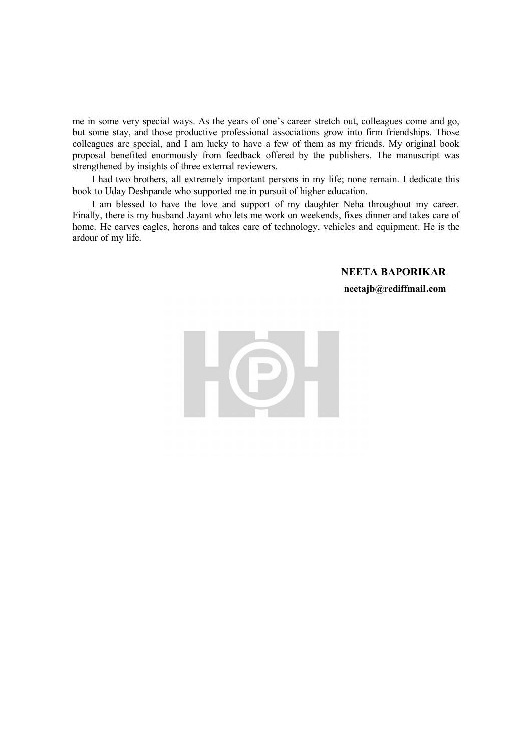me in some very special ways. As the years of one's career stretch out, colleagues come and go, but some stay, and those productive professional associations grow into firm friendships. Those colleagues are special, and I am lucky to have a few of them as my friends. My original book proposal benefited enormously from feedback offered by the publishers. The manuscript was strengthened by insights of three external reviewers.

I had two brothers, all extremely important persons in my life; none remain. I dedicate this book to Uday Deshpande who supported me in pursuit of higher education.

I am blessed to have the love and support of my daughter Neha throughout my career. Finally, there is my husband Jayant who lets me work on weekends, fixes dinner and takes care of home. He carves eagles, herons and takes care of technology, vehicles and equipment. He is the ardour of my life.

**NEETA BAPORIKAR**

**neetajb@rediffmail.com**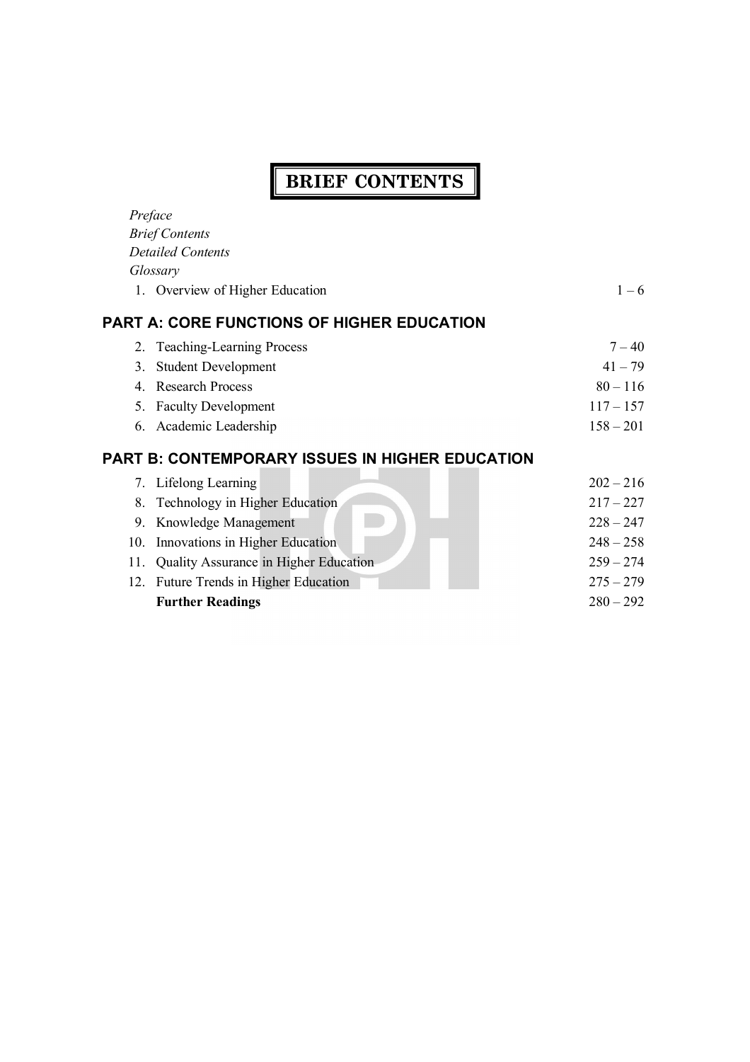# BRIEF CONTENTS

*Preface*
*Brief Contents*
*Detailed Contents*
*Glossary*

| | | |
|---|---|---|
| 1. | Overview of Higher Education | 1 – 6 |

## PART A: CORE FUNCTIONS OF HIGHER EDUCATION

| | | |
|---|---|---|
| 2. | Teaching-Learning Process | 7 – 40 |
| 3. | Student Development | 41 – 79 |
| 4. | Research Process | 80 – 116 |
| 5. | Faculty Development | 117 – 157 |
| 6. | Academic Leadership | 158 – 201 |

## PART B: CONTEMPORARY ISSUES IN HIGHER EDUCATION

| | | |
|---|---|---|
| 7. | Lifelong Learning | 202 – 216 |
| 8. | Technology in Higher Education | 217 – 227 |
| 9. | Knowledge Management | 228 – 247 |
| 10. | Innovations in Higher Education | 248 – 258 |
| 11. | Quality Assurance in Higher Education | 259 – 274 |
| 12. | Future Trends in Higher Education | 275 – 279 |
| | **Further Readings** | 280 – 292 |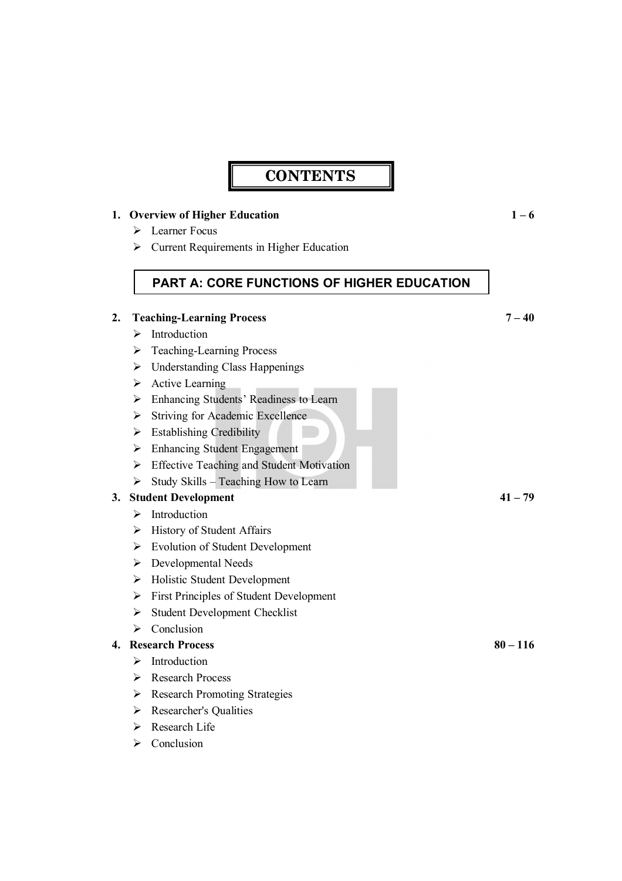# CONTENTS

**1. Overview of Higher Education** **1 – 6**

- Learner Focus
- Current Requirements in Higher Education

## PART A: CORE FUNCTIONS OF HIGHER EDUCATION

**2. Teaching-Learning Process** **7 – 40**

- Introduction
- Teaching-Learning Process
- Understanding Class Happenings
- Active Learning
- Enhancing Students' Readiness to Learn
- Striving for Academic Excellence
- Establishing Credibility
- Enhancing Student Engagement
- Effective Teaching and Student Motivation
- Study Skills – Teaching How to Learn

**3. Student Development** **41 – 79**

- Introduction
- History of Student Affairs
- Evolution of Student Development
- Developmental Needs
- Holistic Student Development
- First Principles of Student Development
- Student Development Checklist
- Conclusion

**4. Research Process** **80 – 116**

- Introduction
- Research Process
- Research Promoting Strategies
- Researcher's Qualities
- Research Life
- Conclusion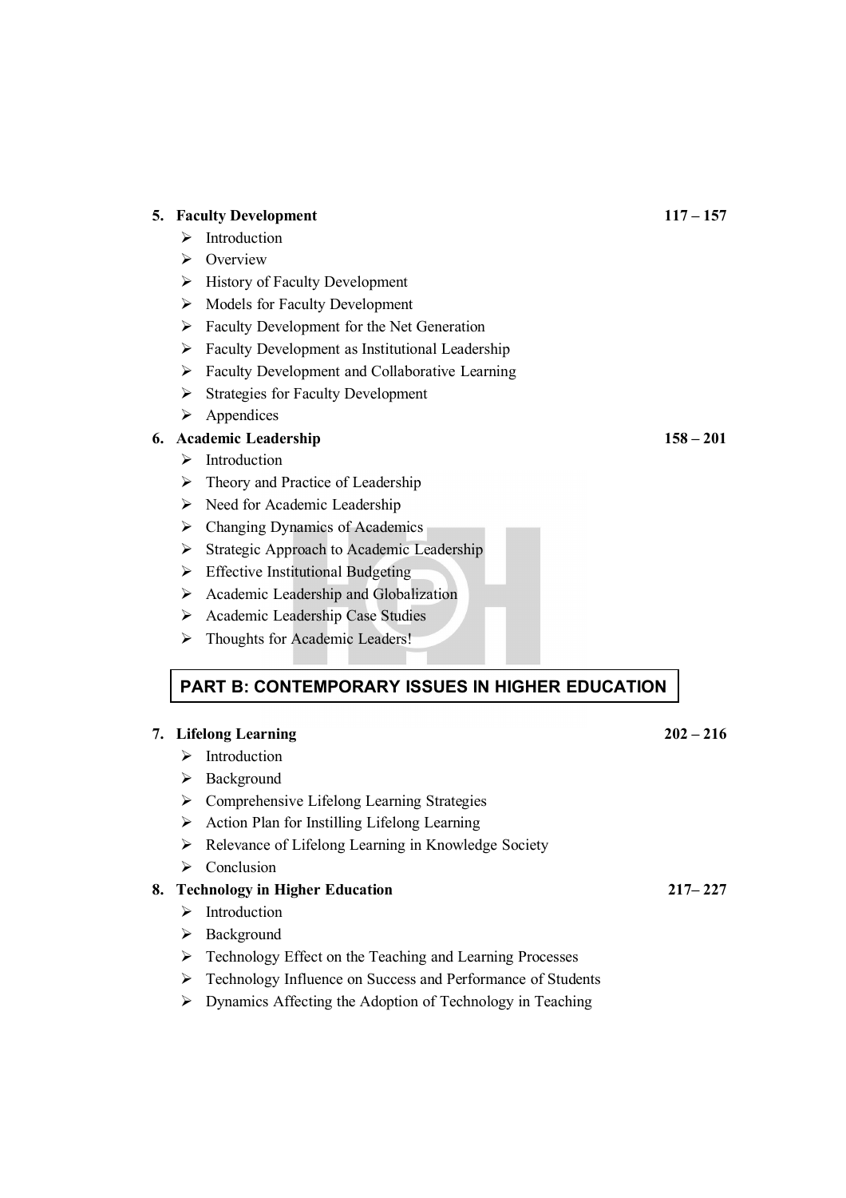**5. Faculty Development** **117 – 157**

- Introduction
- Overview
- History of Faculty Development
- Models for Faculty Development
- Faculty Development for the Net Generation
- Faculty Development as Institutional Leadership
- Faculty Development and Collaborative Learning
- Strategies for Faculty Development
- Appendices

**6. Academic Leadership** **158 – 201**

- Introduction
- Theory and Practice of Leadership
- Need for Academic Leadership
- Changing Dynamics of Academics
- Strategic Approach to Academic Leadership
- Effective Institutional Budgeting
- Academic Leadership and Globalization
- Academic Leadership Case Studies
- Thoughts for Academic Leaders!

## PART B: CONTEMPORARY ISSUES IN HIGHER EDUCATION

**7. Lifelong Learning** **202 – 216**

- Introduction
- Background
- Comprehensive Lifelong Learning Strategies
- Action Plan for Instilling Lifelong Learning
- Relevance of Lifelong Learning in Knowledge Society
- Conclusion

**8. Technology in Higher Education** **217– 227**

- Introduction
- Background
- Technology Effect on the Teaching and Learning Processes
- Technology Influence on Success and Performance of Students
- Dynamics Affecting the Adoption of Technology in Teaching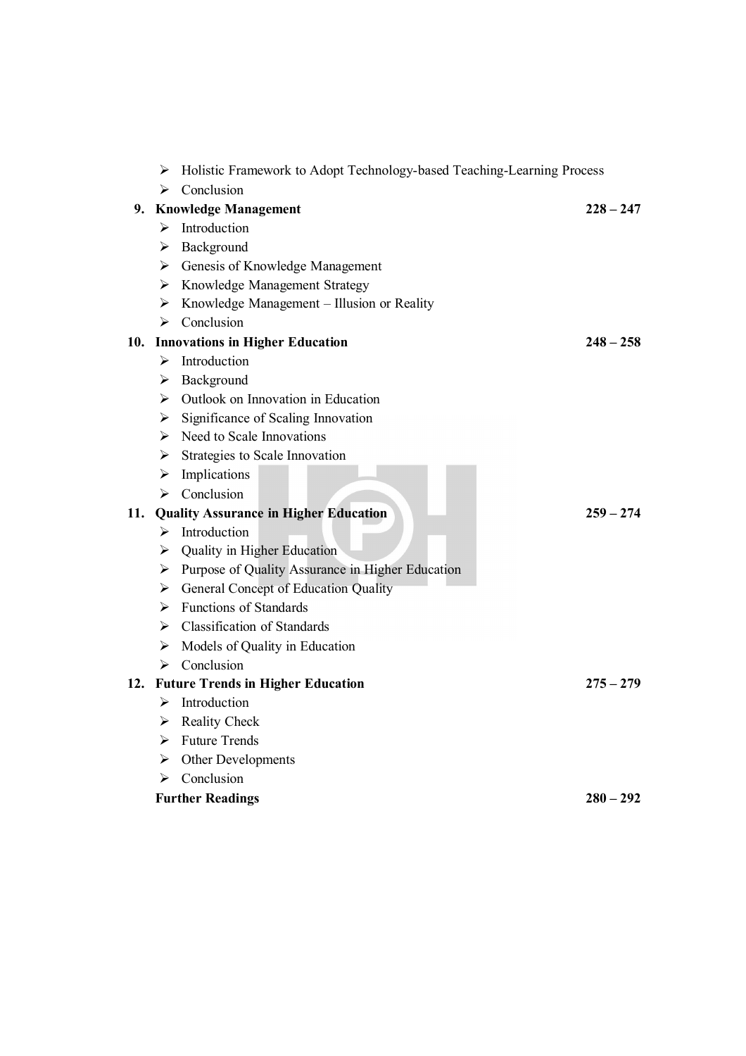- Holistic Framework to Adopt Technology-based Teaching-Learning Process
- Conclusion

**9. Knowledge Management** **228 – 247**

- Introduction
- Background
- Genesis of Knowledge Management
- Knowledge Management Strategy
- Knowledge Management – Illusion or Reality
- Conclusion

**10. Innovations in Higher Education** **248 – 258**

- Introduction
- Background
- Outlook on Innovation in Education
- Significance of Scaling Innovation
- Need to Scale Innovations
- Strategies to Scale Innovation
- Implications
- Conclusion

**11. Quality Assurance in Higher Education** **259 – 274**

- Introduction
- Quality in Higher Education
- Purpose of Quality Assurance in Higher Education
- General Concept of Education Quality
- Functions of Standards
- Classification of Standards
- Models of Quality in Education
- Conclusion

**12. Future Trends in Higher Education** **275 – 279**

- Introduction
- Reality Check
- Future Trends
- Other Developments
- Conclusion

**Further Readings** **280 – 292**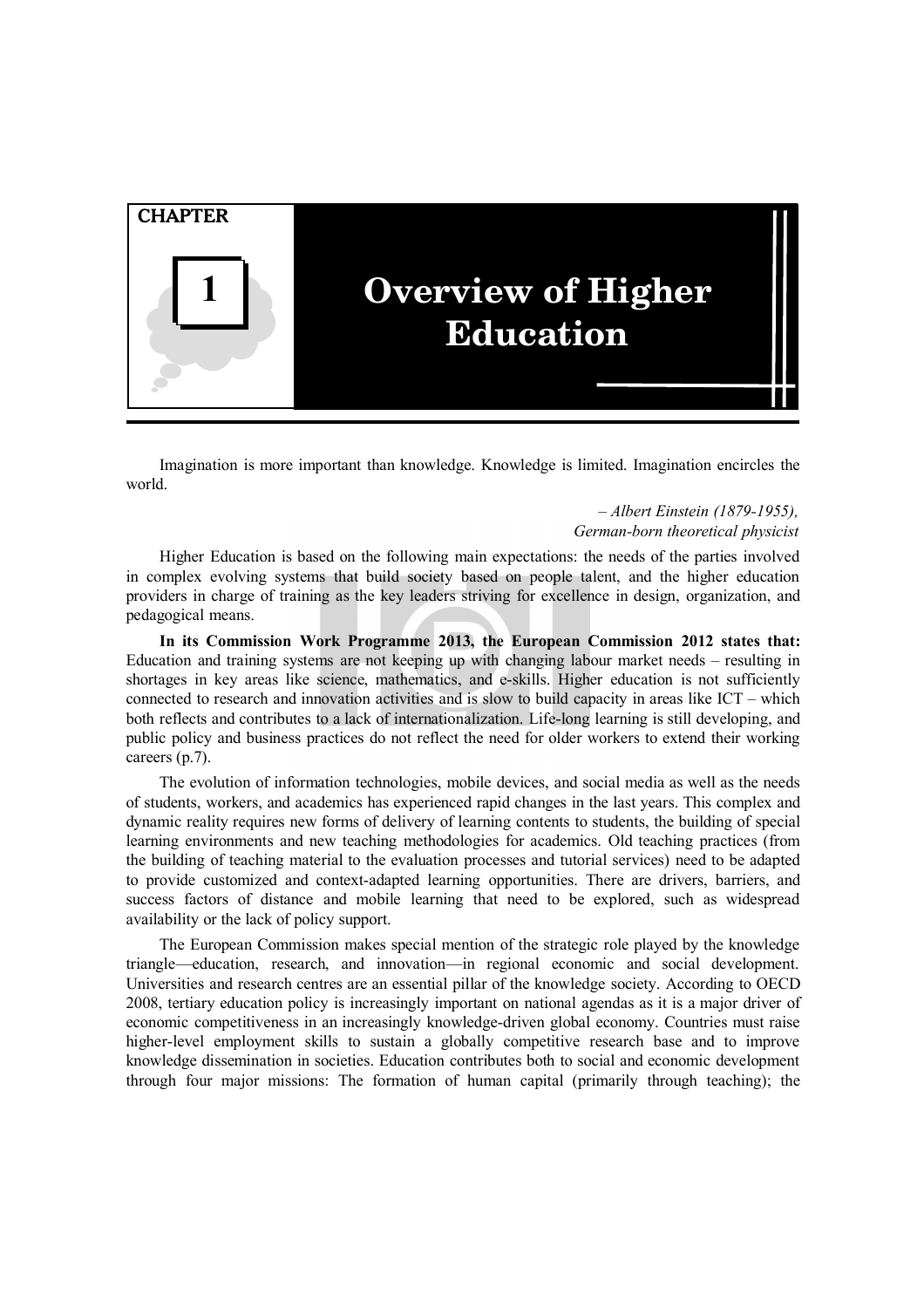# CHAPTER 1

# Overview of Higher Education

Imagination is more important than knowledge. Knowledge is limited. Imagination encircles the world.

*– Albert Einstein (1879-1955),*
*German-born theoretical physicist*

Higher Education is based on the following main expectations: the needs of the parties involved in complex evolving systems that build society based on people talent, and the higher education providers in charge of training as the key leaders striving for excellence in design, organization, and pedagogical means.

**In its Commission Work Programme 2013, the European Commission 2012 states that:** Education and training systems are not keeping up with changing labour market needs – resulting in shortages in key areas like science, mathematics, and e-skills. Higher education is not sufficiently connected to research and innovation activities and is slow to build capacity in areas like ICT – which both reflects and contributes to a lack of internationalization. Life-long learning is still developing, and public policy and business practices do not reflect the need for older workers to extend their working careers (p.7).

The evolution of information technologies, mobile devices, and social media as well as the needs of students, workers, and academics has experienced rapid changes in the last years. This complex and dynamic reality requires new forms of delivery of learning contents to students, the building of special learning environments and new teaching methodologies for academics. Old teaching practices (from the building of teaching material to the evaluation processes and tutorial services) need to be adapted to provide customized and context-adapted learning opportunities. There are drivers, barriers, and success factors of distance and mobile learning that need to be explored, such as widespread availability or the lack of policy support.

The European Commission makes special mention of the strategic role played by the knowledge triangle—education, research, and innovation—in regional economic and social development. Universities and research centres are an essential pillar of the knowledge society. According to OECD 2008, tertiary education policy is increasingly important on national agendas as it is a major driver of economic competitiveness in an increasingly knowledge-driven global economy. Countries must raise higher-level employment skills to sustain a globally competitive research base and to improve knowledge dissemination in societies. Education contributes both to social and economic development through four major missions: The formation of human capital (primarily through teaching); the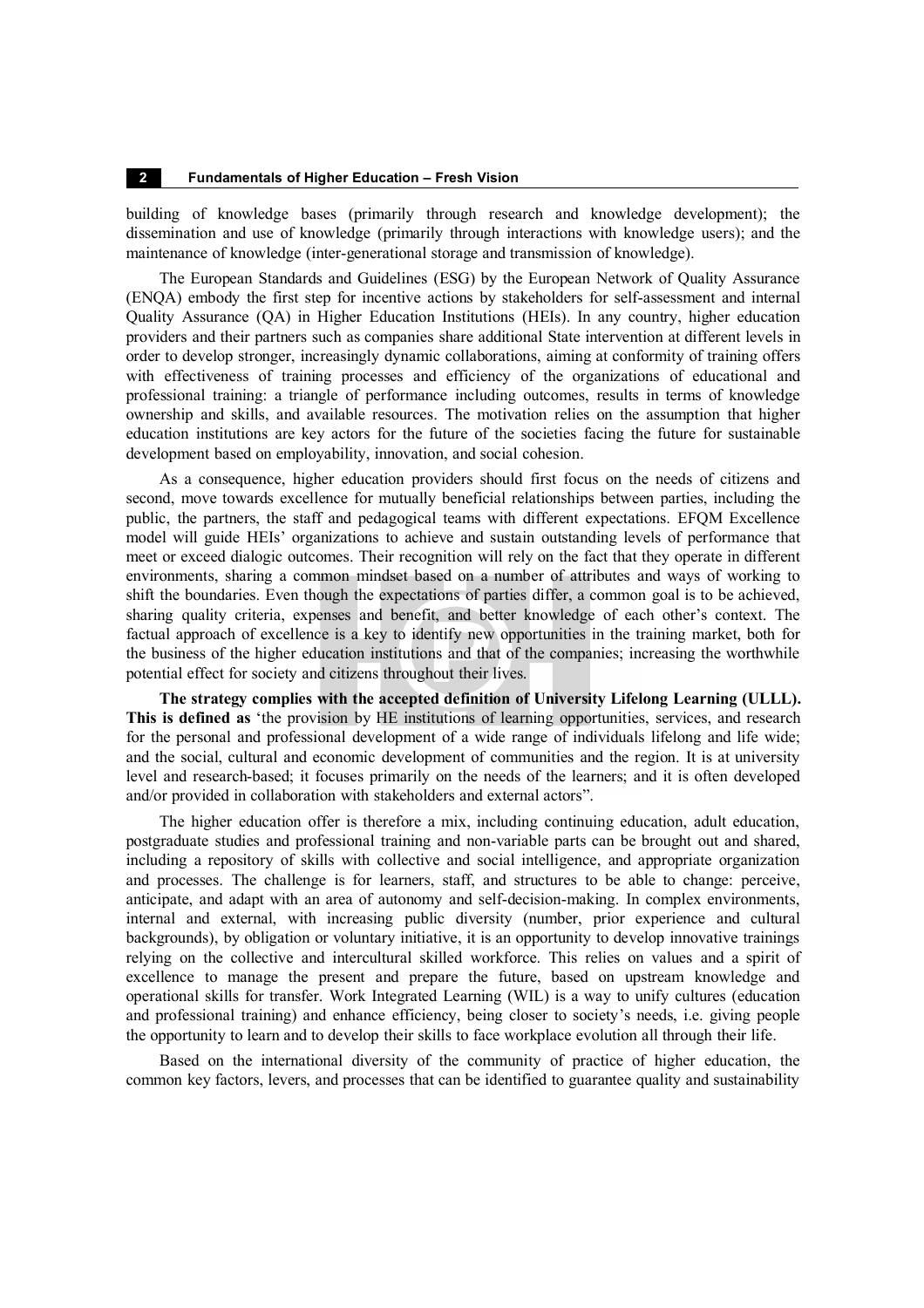building of knowledge bases (primarily through research and knowledge development); the dissemination and use of knowledge (primarily through interactions with knowledge users); and the maintenance of knowledge (inter-generational storage and transmission of knowledge).

The European Standards and Guidelines (ESG) by the European Network of Quality Assurance (ENQA) embody the first step for incentive actions by stakeholders for self-assessment and internal Quality Assurance (QA) in Higher Education Institutions (HEIs). In any country, higher education providers and their partners such as companies share additional State intervention at different levels in order to develop stronger, increasingly dynamic collaborations, aiming at conformity of training offers with effectiveness of training processes and efficiency of the organizations of educational and professional training: a triangle of performance including outcomes, results in terms of knowledge ownership and skills, and available resources. The motivation relies on the assumption that higher education institutions are key actors for the future of the societies facing the future for sustainable development based on employability, innovation, and social cohesion.

As a consequence, higher education providers should first focus on the needs of citizens and second, move towards excellence for mutually beneficial relationships between parties, including the public, the partners, the staff and pedagogical teams with different expectations. EFQM Excellence model will guide HEIs' organizations to achieve and sustain outstanding levels of performance that meet or exceed dialogic outcomes. Their recognition will rely on the fact that they operate in different environments, sharing a common mindset based on a number of attributes and ways of working to shift the boundaries. Even though the expectations of parties differ, a common goal is to be achieved, sharing quality criteria, expenses and benefit, and better knowledge of each other's context. The factual approach of excellence is a key to identify new opportunities in the training market, both for the business of the higher education institutions and that of the companies; increasing the worthwhile potential effect for society and citizens throughout their lives.

**The strategy complies with the accepted definition of University Lifelong Learning (ULLL). This is defined as** 'the provision by HE institutions of learning opportunities, services, and research for the personal and professional development of a wide range of individuals lifelong and life wide; and the social, cultural and economic development of communities and the region. It is at university level and research-based; it focuses primarily on the needs of the learners; and it is often developed and/or provided in collaboration with stakeholders and external actors".

The higher education offer is therefore a mix, including continuing education, adult education, postgraduate studies and professional training and non-variable parts can be brought out and shared, including a repository of skills with collective and social intelligence, and appropriate organization and processes. The challenge is for learners, staff, and structures to be able to change: perceive, anticipate, and adapt with an area of autonomy and self-decision-making. In complex environments, internal and external, with increasing public diversity (number, prior experience and cultural backgrounds), by obligation or voluntary initiative, it is an opportunity to develop innovative trainings relying on the collective and intercultural skilled workforce. This relies on values and a spirit of excellence to manage the present and prepare the future, based on upstream knowledge and operational skills for transfer. Work Integrated Learning (WIL) is a way to unify cultures (education and professional training) and enhance efficiency, being closer to society's needs, i.e. giving people the opportunity to learn and to develop their skills to face workplace evolution all through their life.

Based on the international diversity of the community of practice of higher education, the common key factors, levers, and processes that can be identified to guarantee quality and sustainability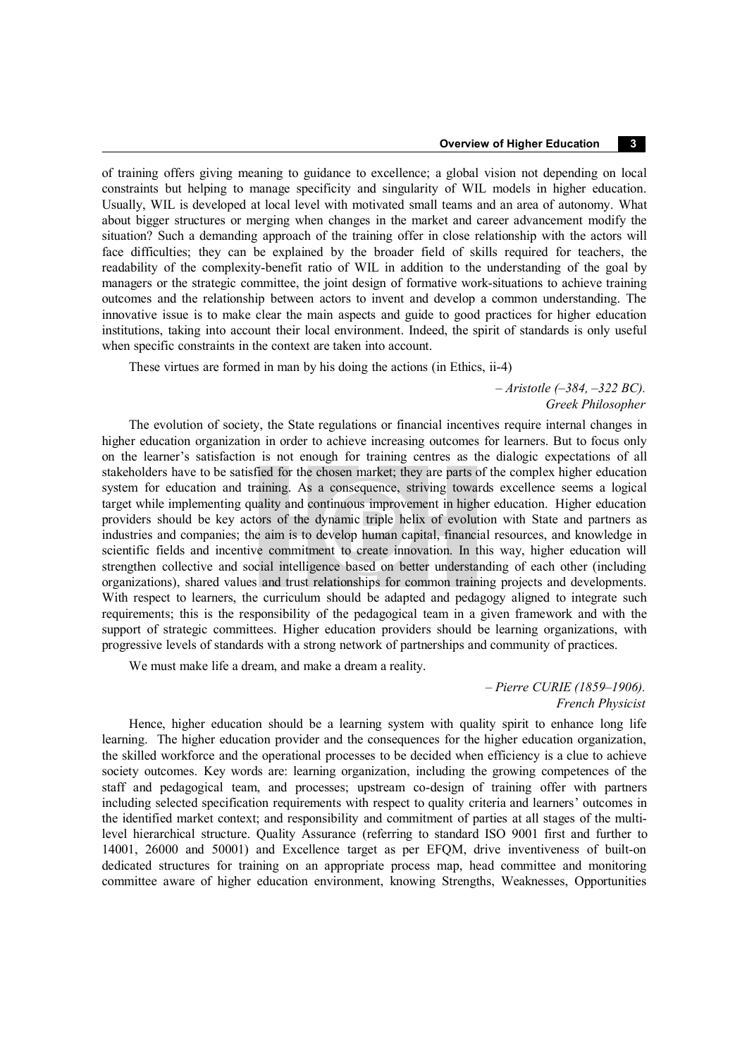of training offers giving meaning to guidance to excellence; a global vision not depending on local constraints but helping to manage specificity and singularity of WIL models in higher education. Usually, WIL is developed at local level with motivated small teams and an area of autonomy. What about bigger structures or merging when changes in the market and career advancement modify the situation? Such a demanding approach of the training offer in close relationship with the actors will face difficulties; they can be explained by the broader field of skills required for teachers, the readability of the complexity-benefit ratio of WIL in addition to the understanding of the goal by managers or the strategic committee, the joint design of formative work-situations to achieve training outcomes and the relationship between actors to invent and develop a common understanding. The innovative issue is to make clear the main aspects and guide to good practices for higher education institutions, taking into account their local environment. Indeed, the spirit of standards is only useful when specific constraints in the context are taken into account.

These virtues are formed in man by his doing the actions (in Ethics, ii-4)

*– Aristotle (–384, –322 BC).*
*Greek Philosopher*

The evolution of society, the State regulations or financial incentives require internal changes in higher education organization in order to achieve increasing outcomes for learners. But to focus only on the learner's satisfaction is not enough for training centres as the dialogic expectations of all stakeholders have to be satisfied for the chosen market; they are parts of the complex higher education system for education and training. As a consequence, striving towards excellence seems a logical target while implementing quality and continuous improvement in higher education. Higher education providers should be key actors of the dynamic triple helix of evolution with State and partners as industries and companies; the aim is to develop human capital, financial resources, and knowledge in scientific fields and incentive commitment to create innovation. In this way, higher education will strengthen collective and social intelligence based on better understanding of each other (including organizations), shared values and trust relationships for common training projects and developments. With respect to learners, the curriculum should be adapted and pedagogy aligned to integrate such requirements; this is the responsibility of the pedagogical team in a given framework and with the support of strategic committees. Higher education providers should be learning organizations, with progressive levels of standards with a strong network of partnerships and community of practices.

We must make life a dream, and make a dream a reality.

*– Pierre CURIE (1859–1906).*
*French Physicist*

Hence, higher education should be a learning system with quality spirit to enhance long life learning. The higher education provider and the consequences for the higher education organization, the skilled workforce and the operational processes to be decided when efficiency is a clue to achieve society outcomes. Key words are: learning organization, including the growing competences of the staff and pedagogical team, and processes; upstream co-design of training offer with partners including selected specification requirements with respect to quality criteria and learners' outcomes in the identified market context; and responsibility and commitment of parties at all stages of the multi-level hierarchical structure. Quality Assurance (referring to standard ISO 9001 first and further to 14001, 26000 and 50001) and Excellence target as per EFQM, drive inventiveness of built-on dedicated structures for training on an appropriate process map, head committee and monitoring committee aware of higher education environment, knowing Strengths, Weaknesses, Opportunities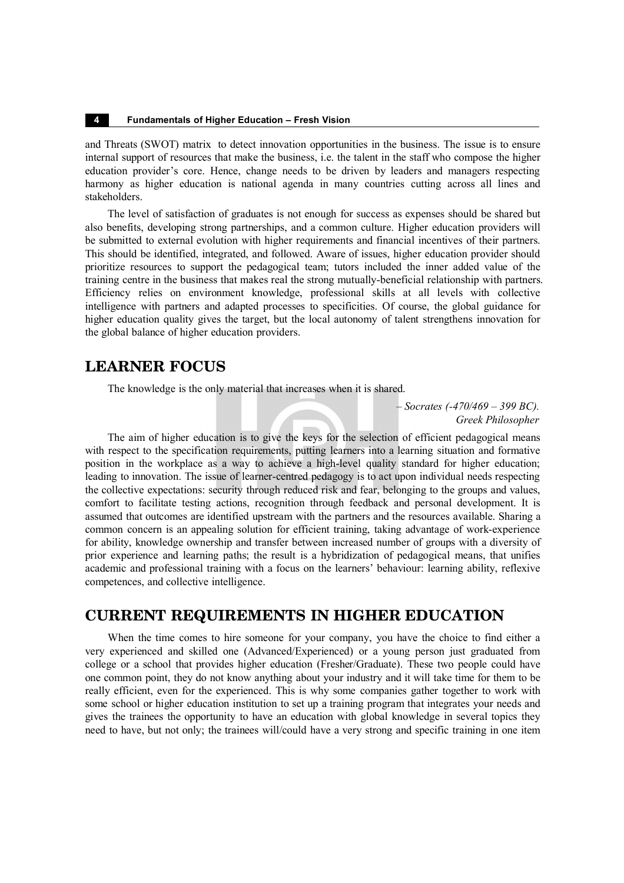and Threats (SWOT) matrix to detect innovation opportunities in the business. The issue is to ensure internal support of resources that make the business, i.e. the talent in the staff who compose the higher education provider's core. Hence, change needs to be driven by leaders and managers respecting harmony as higher education is national agenda in many countries cutting across all lines and stakeholders.

The level of satisfaction of graduates is not enough for success as expenses should be shared but also benefits, developing strong partnerships, and a common culture. Higher education providers will be submitted to external evolution with higher requirements and financial incentives of their partners. This should be identified, integrated, and followed. Aware of issues, higher education provider should prioritize resources to support the pedagogical team; tutors included the inner added value of the training centre in the business that makes real the strong mutually-beneficial relationship with partners. Efficiency relies on environment knowledge, professional skills at all levels with collective intelligence with partners and adapted processes to specificities. Of course, the global guidance for higher education quality gives the target, but the local autonomy of talent strengthens innovation for the global balance of higher education providers.

## LEARNER FOCUS

The knowledge is the only material that increases when it is shared.

*– Socrates (-470/469 – 399 BC). Greek Philosopher*

The aim of higher education is to give the keys for the selection of efficient pedagogical means with respect to the specification requirements, putting learners into a learning situation and formative position in the workplace as a way to achieve a high-level quality standard for higher education; leading to innovation. The issue of learner-centred pedagogy is to act upon individual needs respecting the collective expectations: security through reduced risk and fear, belonging to the groups and values, comfort to facilitate testing actions, recognition through feedback and personal development. It is assumed that outcomes are identified upstream with the partners and the resources available. Sharing a common concern is an appealing solution for efficient training, taking advantage of work-experience for ability, knowledge ownership and transfer between increased number of groups with a diversity of prior experience and learning paths; the result is a hybridization of pedagogical means, that unifies academic and professional training with a focus on the learners' behaviour: learning ability, reflexive competences, and collective intelligence.

## CURRENT REQUIREMENTS IN HIGHER EDUCATION

When the time comes to hire someone for your company, you have the choice to find either a very experienced and skilled one (Advanced/Experienced) or a young person just graduated from college or a school that provides higher education (Fresher/Graduate). These two people could have one common point, they do not know anything about your industry and it will take time for them to be really efficient, even for the experienced. This is why some companies gather together to work with some school or higher education institution to set up a training program that integrates your needs and gives the trainees the opportunity to have an education with global knowledge in several topics they need to have, but not only; the trainees will/could have a very strong and specific training in one item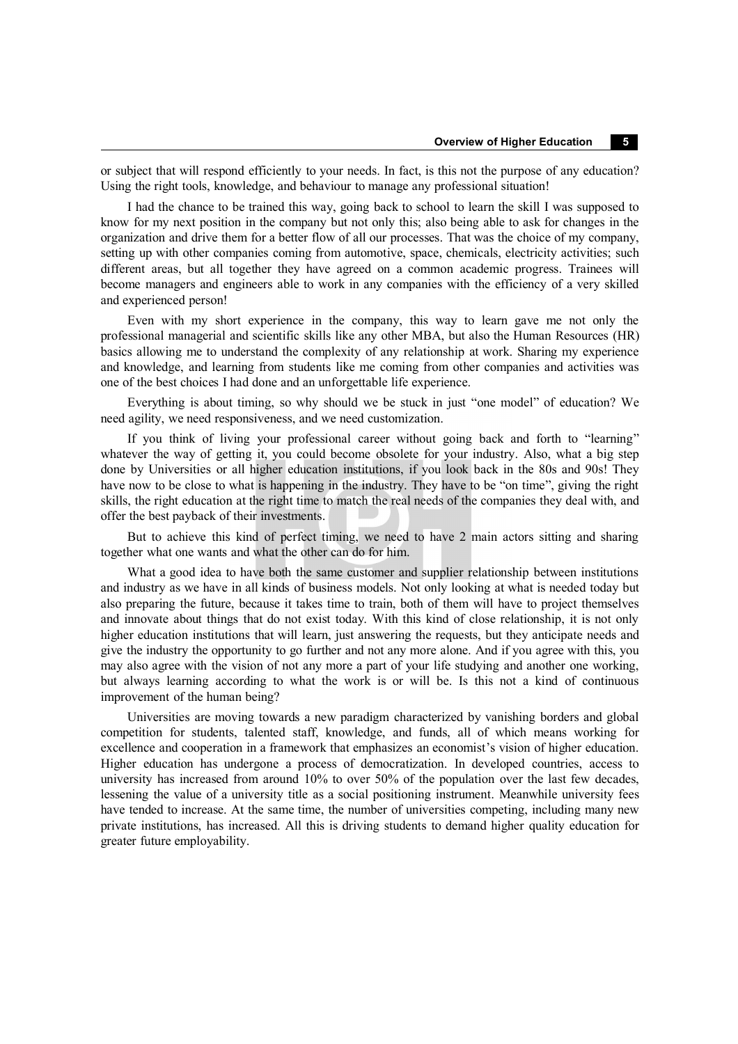or subject that will respond efficiently to your needs. In fact, is this not the purpose of any education? Using the right tools, knowledge, and behaviour to manage any professional situation!

I had the chance to be trained this way, going back to school to learn the skill I was supposed to know for my next position in the company but not only this; also being able to ask for changes in the organization and drive them for a better flow of all our processes. That was the choice of my company, setting up with other companies coming from automotive, space, chemicals, electricity activities; such different areas, but all together they have agreed on a common academic progress. Trainees will become managers and engineers able to work in any companies with the efficiency of a very skilled and experienced person!

Even with my short experience in the company, this way to learn gave me not only the professional managerial and scientific skills like any other MBA, but also the Human Resources (HR) basics allowing me to understand the complexity of any relationship at work. Sharing my experience and knowledge, and learning from students like me coming from other companies and activities was one of the best choices I had done and an unforgettable life experience.

Everything is about timing, so why should we be stuck in just "one model" of education? We need agility, we need responsiveness, and we need customization.

If you think of living your professional career without going back and forth to "learning" whatever the way of getting it, you could become obsolete for your industry. Also, what a big step done by Universities or all higher education institutions, if you look back in the 80s and 90s! They have now to be close to what is happening in the industry. They have to be "on time", giving the right skills, the right education at the right time to match the real needs of the companies they deal with, and offer the best payback of their investments.

But to achieve this kind of perfect timing, we need to have 2 main actors sitting and sharing together what one wants and what the other can do for him.

What a good idea to have both the same customer and supplier relationship between institutions and industry as we have in all kinds of business models. Not only looking at what is needed today but also preparing the future, because it takes time to train, both of them will have to project themselves and innovate about things that do not exist today. With this kind of close relationship, it is not only higher education institutions that will learn, just answering the requests, but they anticipate needs and give the industry the opportunity to go further and not any more alone. And if you agree with this, you may also agree with the vision of not any more a part of your life studying and another one working, but always learning according to what the work is or will be. Is this not a kind of continuous improvement of the human being?

Universities are moving towards a new paradigm characterized by vanishing borders and global competition for students, talented staff, knowledge, and funds, all of which means working for excellence and cooperation in a framework that emphasizes an economist's vision of higher education. Higher education has undergone a process of democratization. In developed countries, access to university has increased from around 10% to over 50% of the population over the last few decades, lessening the value of a university title as a social positioning instrument. Meanwhile university fees have tended to increase. At the same time, the number of universities competing, including many new private institutions, has increased. All this is driving students to demand higher quality education for greater future employability.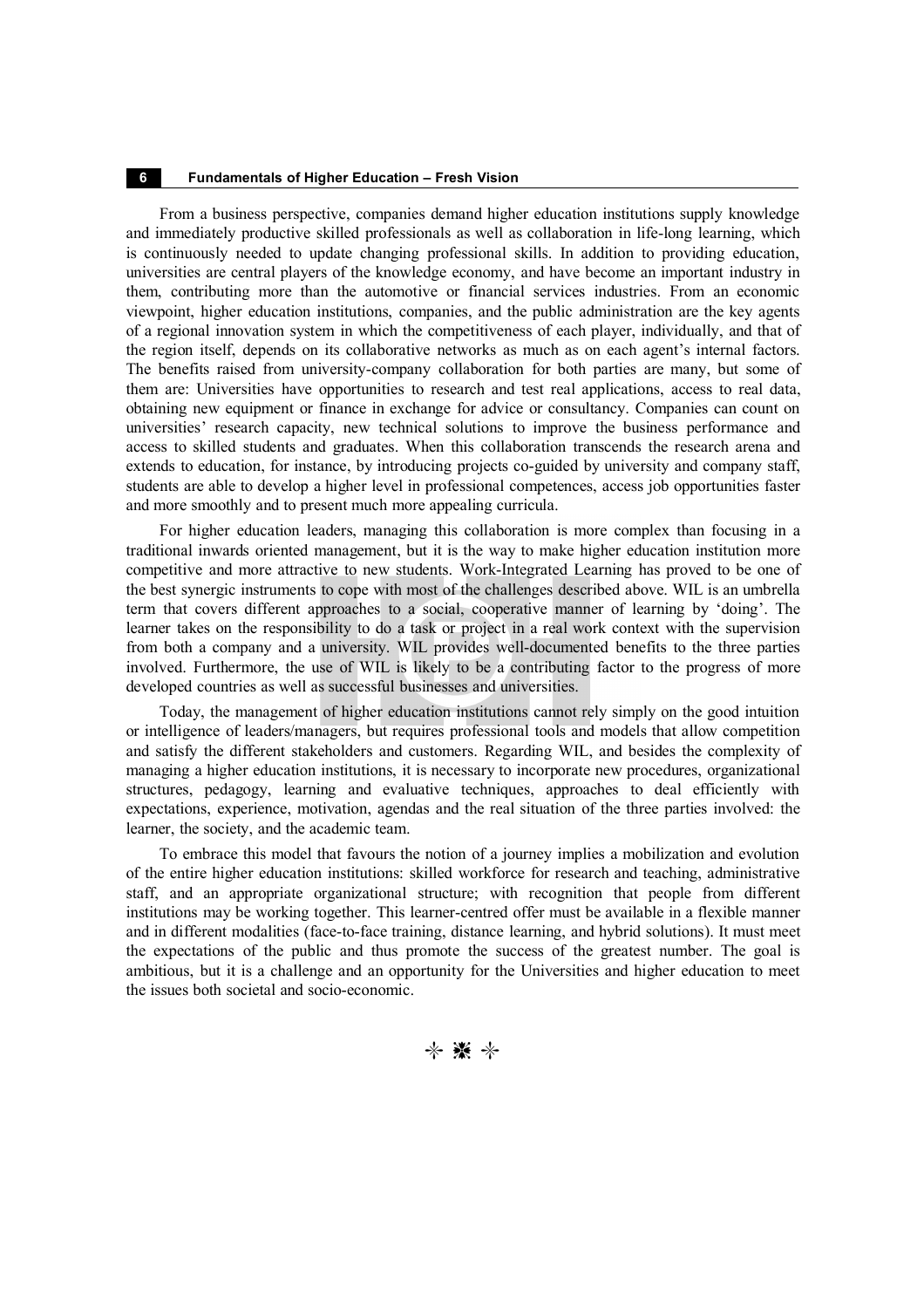From a business perspective, companies demand higher education institutions supply knowledge and immediately productive skilled professionals as well as collaboration in life-long learning, which is continuously needed to update changing professional skills. In addition to providing education, universities are central players of the knowledge economy, and have become an important industry in them, contributing more than the automotive or financial services industries. From an economic viewpoint, higher education institutions, companies, and the public administration are the key agents of a regional innovation system in which the competitiveness of each player, individually, and that of the region itself, depends on its collaborative networks as much as on each agent's internal factors. The benefits raised from university-company collaboration for both parties are many, but some of them are: Universities have opportunities to research and test real applications, access to real data, obtaining new equipment or finance in exchange for advice or consultancy. Companies can count on universities' research capacity, new technical solutions to improve the business performance and access to skilled students and graduates. When this collaboration transcends the research arena and extends to education, for instance, by introducing projects co-guided by university and company staff, students are able to develop a higher level in professional competences, access job opportunities faster and more smoothly and to present much more appealing curricula.

For higher education leaders, managing this collaboration is more complex than focusing in a traditional inwards oriented management, but it is the way to make higher education institution more competitive and more attractive to new students. Work-Integrated Learning has proved to be one of the best synergic instruments to cope with most of the challenges described above. WIL is an umbrella term that covers different approaches to a social, cooperative manner of learning by 'doing'. The learner takes on the responsibility to do a task or project in a real work context with the supervision from both a company and a university. WIL provides well-documented benefits to the three parties involved. Furthermore, the use of WIL is likely to be a contributing factor to the progress of more developed countries as well as successful businesses and universities.

Today, the management of higher education institutions cannot rely simply on the good intuition or intelligence of leaders/managers, but requires professional tools and models that allow competition and satisfy the different stakeholders and customers. Regarding WIL, and besides the complexity of managing a higher education institutions, it is necessary to incorporate new procedures, organizational structures, pedagogy, learning and evaluative techniques, approaches to deal efficiently with expectations, experience, motivation, agendas and the real situation of the three parties involved: the learner, the society, and the academic team.

To embrace this model that favours the notion of a journey implies a mobilization and evolution of the entire higher education institutions: skilled workforce for research and teaching, administrative staff, and an appropriate organizational structure; with recognition that people from different institutions may be working together. This learner-centred offer must be available in a flexible manner and in different modalities (face-to-face training, distance learning, and hybrid solutions). It must meet the expectations of the public and thus promote the success of the greatest number. The goal is ambitious, but it is a challenge and an opportunity for the Universities and higher education to meet the issues both societal and socio-economic.